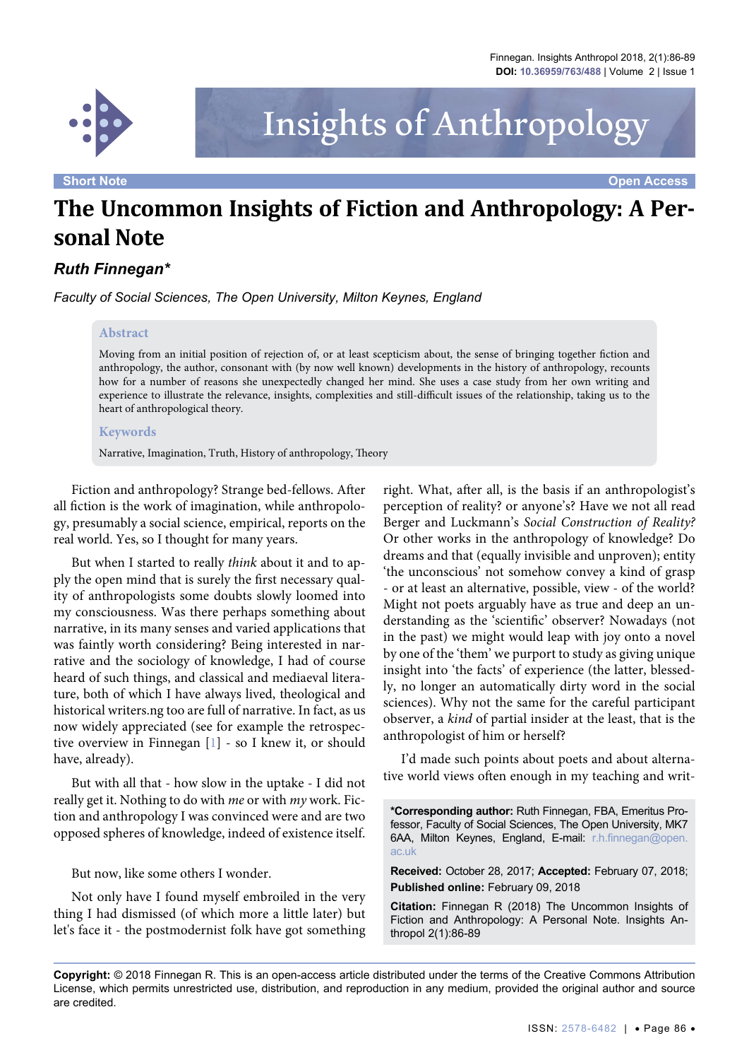Short Note

Open Access

# The Uncommon Insights of Fiction and Anthropology: A Personal Note

***Ruth Finnegan****

*Faculty of Social Sciences, The Open University, Milton Keynes, England*

### Abstract

Moving from an initial position of rejection of, or at least scepticism about, the sense of bringing together fiction and anthropology, the author, consonant with (by now well known) developments in the history of anthropology, recounts how for a number of reasons she unexpectedly changed her mind. She uses a case study from her own writing and experience to illustrate the relevance, insights, complexities and still-difficult issues of the relationship, taking us to the heart of anthropological theory.

### Keywords

Narrative, Imagination, Truth, History of anthropology, Theory

Fiction and anthropology? Strange bed-fellows. After all fiction is the work of imagination, while anthropology, presumably a social science, empirical, reports on the real world. Yes, so I thought for many years.

But when I started to really *think* about it and to apply the open mind that is surely the first necessary quality of anthropologists some doubts slowly loomed into my consciousness. Was there perhaps something about narrative, in its many senses and varied applications that was faintly worth considering? Being interested in narrative and the sociology of knowledge, I had of course heard of such things, and classical and mediaeval literature, both of which I have always lived, theological and historical writers.ng too are full of narrative. In fact, as us now widely appreciated (see for example the retrospective overview in Finnegan [1] - so I knew it, or should have, already).

But with all that - how slow in the uptake - I did not really get it. Nothing to do with *me* or with *my* work. Fiction and anthropology I was convinced were and are two opposed spheres of knowledge, indeed of existence itself.

But now, like some others I wonder.

Not only have I found myself embroiled in the very thing I had dismissed (of which more a little later) but let's face it - the postmodernist folk have got something right. What, after all, is the basis if an anthropologist's perception of reality? or anyone's? Have we not all read Berger and Luckmann's *Social Construction of Reality?* Or other works in the anthropology of knowledge? Do dreams and that (equally invisible and unproven); entity 'the unconscious' not somehow convey a kind of grasp - or at least an alternative, possible, view - of the world? Might not poets arguably have as true and deep an understanding as the 'scientific' observer? Nowadays (not in the past) we might would leap with joy onto a novel by one of the 'them' we purport to study as giving unique insight into 'the facts' of experience (the latter, blessedly, no longer an automatically dirty word in the social sciences). Why not the same for the careful participant observer, a *kind* of partial insider at the least, that is the anthropologist of him or herself?

I'd made such points about poets and about alternative world views often enough in my teaching and writ-

**\*Corresponding author:** Ruth Finnegan, FBA, Emeritus Professor, Faculty of Social Sciences, The Open University, MK7 6AA, Milton Keynes, England, E-mail: r.h.finnegan@open.ac.uk

**Received:** October 28, 2017; **Accepted:** February 07, 2018; **Published online:** February 09, 2018

**Citation:** Finnegan R (2018) The Uncommon Insights of Fiction and Anthropology: A Personal Note. Insights Anthropol 2(1):86-89

**Copyright:** © 2018 Finnegan R. This is an open-access article distributed under the terms of the Creative Commons Attribution License, which permits unrestricted use, distribution, and reproduction in any medium, provided the original author and source are credited.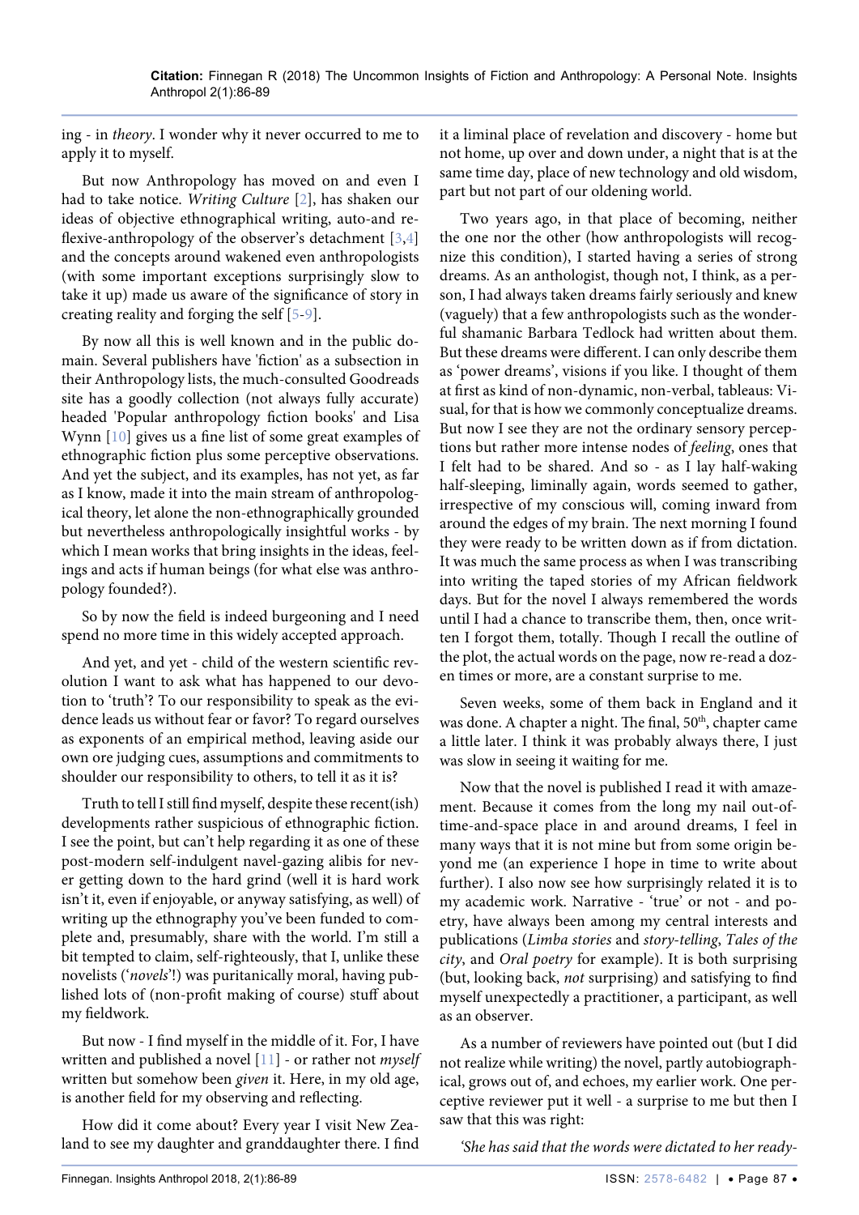ing - in *theory*. I wonder why it never occurred to me to apply it to myself.

But now Anthropology has moved on and even I had to take notice. *Writing Culture* [2], has shaken our ideas of objective ethnographical writing, auto-and reflexive-anthropology of the observer's detachment [3,4] and the concepts around wakened even anthropologists (with some important exceptions surprisingly slow to take it up) made us aware of the significance of story in creating reality and forging the self [5-9].

By now all this is well known and in the public domain. Several publishers have 'fiction' as a subsection in their Anthropology lists, the much-consulted Goodreads site has a goodly collection (not always fully accurate) headed 'Popular anthropology fiction books' and Lisa Wynn [10] gives us a fine list of some great examples of ethnographic fiction plus some perceptive observations. And yet the subject, and its examples, has not yet, as far as I know, made it into the main stream of anthropological theory, let alone the non-ethnographically grounded but nevertheless anthropologically insightful works - by which I mean works that bring insights in the ideas, feelings and acts if human beings (for what else was anthropology founded?).

So by now the field is indeed burgeoning and I need spend no more time in this widely accepted approach.

And yet, and yet - child of the western scientific revolution I want to ask what has happened to our devotion to 'truth'? To our responsibility to speak as the evidence leads us without fear or favor? To regard ourselves as exponents of an empirical method, leaving aside our own ore judging cues, assumptions and commitments to shoulder our responsibility to others, to tell it as it is?

Truth to tell I still find myself, despite these recent(ish) developments rather suspicious of ethnographic fiction. I see the point, but can't help regarding it as one of these post-modern self-indulgent navel-gazing alibis for never getting down to the hard grind (well it is hard work isn't it, even if enjoyable, or anyway satisfying, as well) of writing up the ethnography you've been funded to complete and, presumably, share with the world. I'm still a bit tempted to claim, self-righteously, that I, unlike these novelists ('*novels*'!) was puritanically moral, having published lots of (non-profit making of course) stuff about my fieldwork.

But now - I find myself in the middle of it. For, I have written and published a novel [11] - or rather not *myself* written but somehow been *given* it. Here, in my old age, is another field for my observing and reflecting.

How did it come about? Every year I visit New Zealand to see my daughter and granddaughter there. I find it a liminal place of revelation and discovery - home but not home, up over and down under, a night that is at the same time day, place of new technology and old wisdom, part but not part of our oldening world.

Two years ago, in that place of becoming, neither the one nor the other (how anthropologists will recognize this condition), I started having a series of strong dreams. As an anthologist, though not, I think, as a person, I had always taken dreams fairly seriously and knew (vaguely) that a few anthropologists such as the wonderful shamanic Barbara Tedlock had written about them. But these dreams were different. I can only describe them as 'power dreams', visions if you like. I thought of them at first as kind of non-dynamic, non-verbal, tableaus: Visual, for that is how we commonly conceptualize dreams. But now I see they are not the ordinary sensory perceptions but rather more intense nodes of *feeling*, ones that I felt had to be shared. And so - as I lay half-waking half-sleeping, liminally again, words seemed to gather, irrespective of my conscious will, coming inward from around the edges of my brain. The next morning I found they were ready to be written down as if from dictation. It was much the same process as when I was transcribing into writing the taped stories of my African fieldwork days. But for the novel I always remembered the words until I had a chance to transcribe them, then, once written I forgot them, totally. Though I recall the outline of the plot, the actual words on the page, now re-read a dozen times or more, are a constant surprise to me.

Seven weeks, some of them back in England and it was done. A chapter a night. The final, 50th, chapter came a little later. I think it was probably always there, I just was slow in seeing it waiting for me.

Now that the novel is published I read it with amazement. Because it comes from the long my nail out-of-time-and-space place in and around dreams, I feel in many ways that it is not mine but from some origin beyond me (an experience I hope in time to write about further). I also now see how surprisingly related it is to my academic work. Narrative - 'true' or not - and poetry, have always been among my central interests and publications (*Limba stories* and *story-telling*, *Tales of the city*, and *Oral poetry* for example). It is both surprising (but, looking back, *not* surprising) and satisfying to find myself unexpectedly a practitioner, a participant, as well as an observer.

As a number of reviewers have pointed out (but I did not realize while writing) the novel, partly autobiographical, grows out of, and echoes, my earlier work. One perceptive reviewer put it well - a surprise to me but then I saw that this was right:

*'She has said that the words were dictated to her ready-*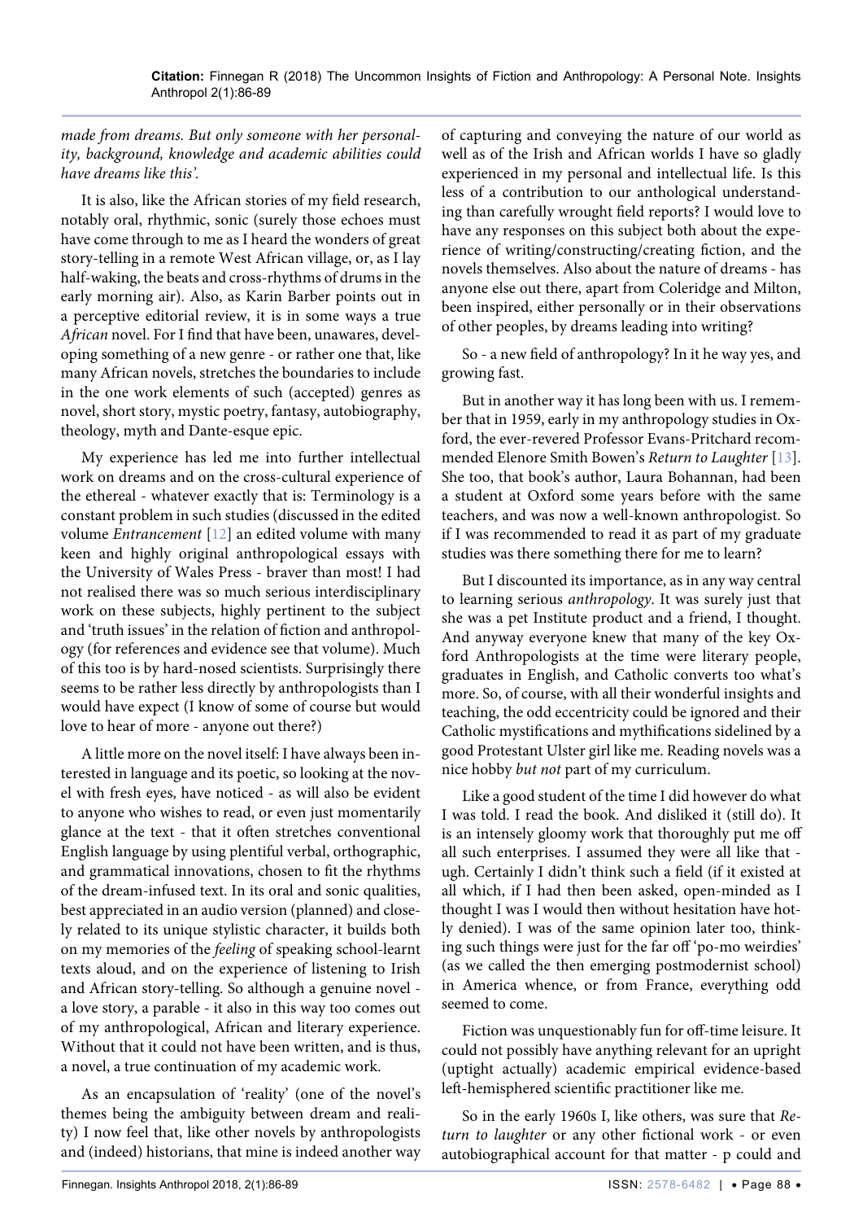*made from dreams. But only someone with her personality, background, knowledge and academic abilities could have dreams like this'.*

It is also, like the African stories of my field research, notably oral, rhythmic, sonic (surely those echoes must have come through to me as I heard the wonders of great story-telling in a remote West African village, or, as I lay half-waking, the beats and cross-rhythms of drums in the early morning air). Also, as Karin Barber points out in a perceptive editorial review, it is in some ways a true *African* novel. For I find that have been, unawares, developing something of a new genre - or rather one that, like many African novels, stretches the boundaries to include in the one work elements of such (accepted) genres as novel, short story, mystic poetry, fantasy, autobiography, theology, myth and Dante-esque epic.

My experience has led me into further intellectual work on dreams and on the cross-cultural experience of the ethereal - whatever exactly that is: Terminology is a constant problem in such studies (discussed in the edited volume *Entrancement* [12] an edited volume with many keen and highly original anthropological essays with the University of Wales Press - braver than most! I had not realised there was so much serious interdisciplinary work on these subjects, highly pertinent to the subject and 'truth issues' in the relation of fiction and anthropology (for references and evidence see that volume). Much of this too is by hard-nosed scientists. Surprisingly there seems to be rather less directly by anthropologists than I would have expect (I know of some of course but would love to hear of more - anyone out there?)

A little more on the novel itself: I have always been interested in language and its poetic, so looking at the novel with fresh eyes, have noticed - as will also be evident to anyone who wishes to read, or even just momentarily glance at the text - that it often stretches conventional English language by using plentiful verbal, orthographic, and grammatical innovations, chosen to fit the rhythms of the dream-infused text. In its oral and sonic qualities, best appreciated in an audio version (planned) and closely related to its unique stylistic character, it builds both on my memories of the *feeling* of speaking school-learnt texts aloud, and on the experience of listening to Irish and African story-telling. So although a genuine novel - a love story, a parable - it also in this way too comes out of my anthropological, African and literary experience. Without that it could not have been written, and is thus, a novel, a true continuation of my academic work.

As an encapsulation of 'reality' (one of the novel's themes being the ambiguity between dream and reality) I now feel that, like other novels by anthropologists and (indeed) historians, that mine is indeed another way of capturing and conveying the nature of our world as well as of the Irish and African worlds I have so gladly experienced in my personal and intellectual life. Is this less of a contribution to our anthological understanding than carefully wrought field reports? I would love to have any responses on this subject both about the experience of writing/constructing/creating fiction, and the novels themselves. Also about the nature of dreams - has anyone else out there, apart from Coleridge and Milton, been inspired, either personally or in their observations of other peoples, by dreams leading into writing?

So - a new field of anthropology? In it he way yes, and growing fast.

But in another way it has long been with us. I remember that in 1959, early in my anthropology studies in Oxford, the ever-revered Professor Evans-Pritchard recommended Elenore Smith Bowen's *Return to Laughter* [13]. She too, that book's author, Laura Bohannan, had been a student at Oxford some years before with the same teachers, and was now a well-known anthropologist. So if I was recommended to read it as part of my graduate studies was there something there for me to learn?

But I discounted its importance, as in any way central to learning serious *anthropology*. It was surely just that she was a pet Institute product and a friend, I thought. And anyway everyone knew that many of the key Oxford Anthropologists at the time were literary people, graduates in English, and Catholic converts too what's more. So, of course, with all their wonderful insights and teaching, the odd eccentricity could be ignored and their Catholic mystifications and mythifications sidelined by a good Protestant Ulster girl like me. Reading novels was a nice hobby *but not* part of my curriculum.

Like a good student of the time I did however do what I was told. I read the book. And disliked it (still do). It is an intensely gloomy work that thoroughly put me off all such enterprises. I assumed they were all like that - ugh. Certainly I didn't think such a field (if it existed at all which, if I had then been asked, open-minded as I thought I was I would then without hesitation have hotly denied). I was of the same opinion later too, thinking such things were just for the far off 'po-mo weirdies' (as we called the then emerging postmodernist school) in America whence, or from France, everything odd seemed to come.

Fiction was unquestionably fun for off-time leisure. It could not possibly have anything relevant for an upright (uptight actually) academic empirical evidence-based left-hemisphered scientific practitioner like me.

So in the early 1960s I, like others, was sure that *Return to laughter* or any other fictional work - or even autobiographical account for that matter - p could and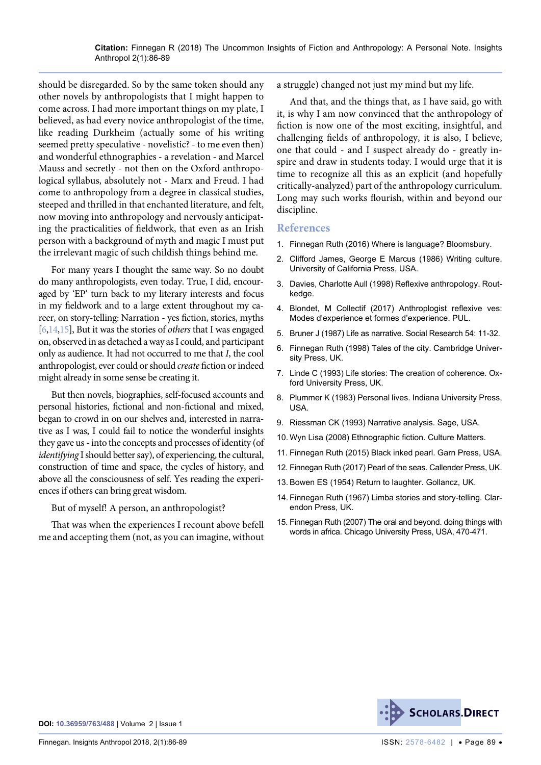should be disregarded. So by the same token should any other novels by anthropologists that I might happen to come across. I had more important things on my plate, I believed, as had every novice anthropologist of the time, like reading Durkheim (actually some of his writing seemed pretty speculative - novelistic? - to me even then) and wonderful ethnographies - a revelation - and Marcel Mauss and secretly - not then on the Oxford anthropological syllabus, absolutely not - Marx and Freud. I had come to anthropology from a degree in classical studies, steeped and thrilled in that enchanted literature, and felt, now moving into anthropology and nervously anticipating the practicalities of fieldwork, that even as an Irish person with a background of myth and magic I must put the irrelevant magic of such childish things behind me.

For many years I thought the same way. So no doubt do many anthropologists, even today. True, I did, encouraged by 'EP' turn back to my literary interests and focus in my fieldwork and to a large extent throughout my career, on story-telling: Narration - yes fiction, stories, myths [6,14,15], But it was the stories of *others* that I was engaged on, observed in as detached a way as I could, and participant only as audience. It had not occurred to me that *I*, the cool anthropologist, ever could or should *create* fiction or indeed might already in some sense be creating it.

But then novels, biographies, self-focused accounts and personal histories, fictional and non-fictional and mixed, began to crowd in on our shelves and, interested in narrative as I was, I could fail to notice the wonderful insights they gave us - into the concepts and processes of identity (of *identifying* I should better say), of experiencing, the cultural, construction of time and space, the cycles of history, and above all the consciousness of self. Yes reading the experiences if others can bring great wisdom.

But of myself! A person, an anthropologist?

That was when the experiences I recount above befell me and accepting them (not, as you can imagine, without a struggle) changed not just my mind but my life.

And that, and the things that, as I have said, go with it, is why I am now convinced that the anthropology of fiction is now one of the most exciting, insightful, and challenging fields of anthropology, it is also, I believe, one that could - and I suspect already do - greatly inspire and draw in students today. I would urge that it is time to recognize all this as an explicit (and hopefully critically-analyzed) part of the anthropology curriculum. Long may such works flourish, within and beyond our discipline.

## References

1. Finnegan Ruth (2016) Where is language? Bloomsbury.
2. Clifford James, George E Marcus (1986) Writing culture. University of California Press, USA.
3. Davies, Charlotte Aull (1998) Reflexive anthropology. Routkedge.
4. Blondet, M Collectif (2017) Anthroplogist reflexive ves: Modes d'experience et formes d'experience. PUL.
5. Bruner J (1987) Life as narrative. Social Research 54: 11-32.
6. Finnegan Ruth (1998) Tales of the city. Cambridge University Press, UK.
7. Linde C (1993) Life stories: The creation of coherence. Oxford University Press, UK.
8. Plummer K (1983) Personal lives. Indiana University Press, USA.
9. Riessman CK (1993) Narrative analysis. Sage, USA.
10. Wyn Lisa (2008) Ethnographic fiction. Culture Matters.
11. Finnegan Ruth (2015) Black inked pearl. Garn Press, USA.
12. Finnegan Ruth (2017) Pearl of the seas. Callender Press, UK.
13. Bowen ES (1954) Return to laughter. Gollancz, UK.
14. Finnegan Ruth (1967) Limba stories and story-telling. Clarendon Press, UK.
15. Finnegan Ruth (2007) The oral and beyond. doing things with words in africa. Chicago University Press, USA, 470-471.